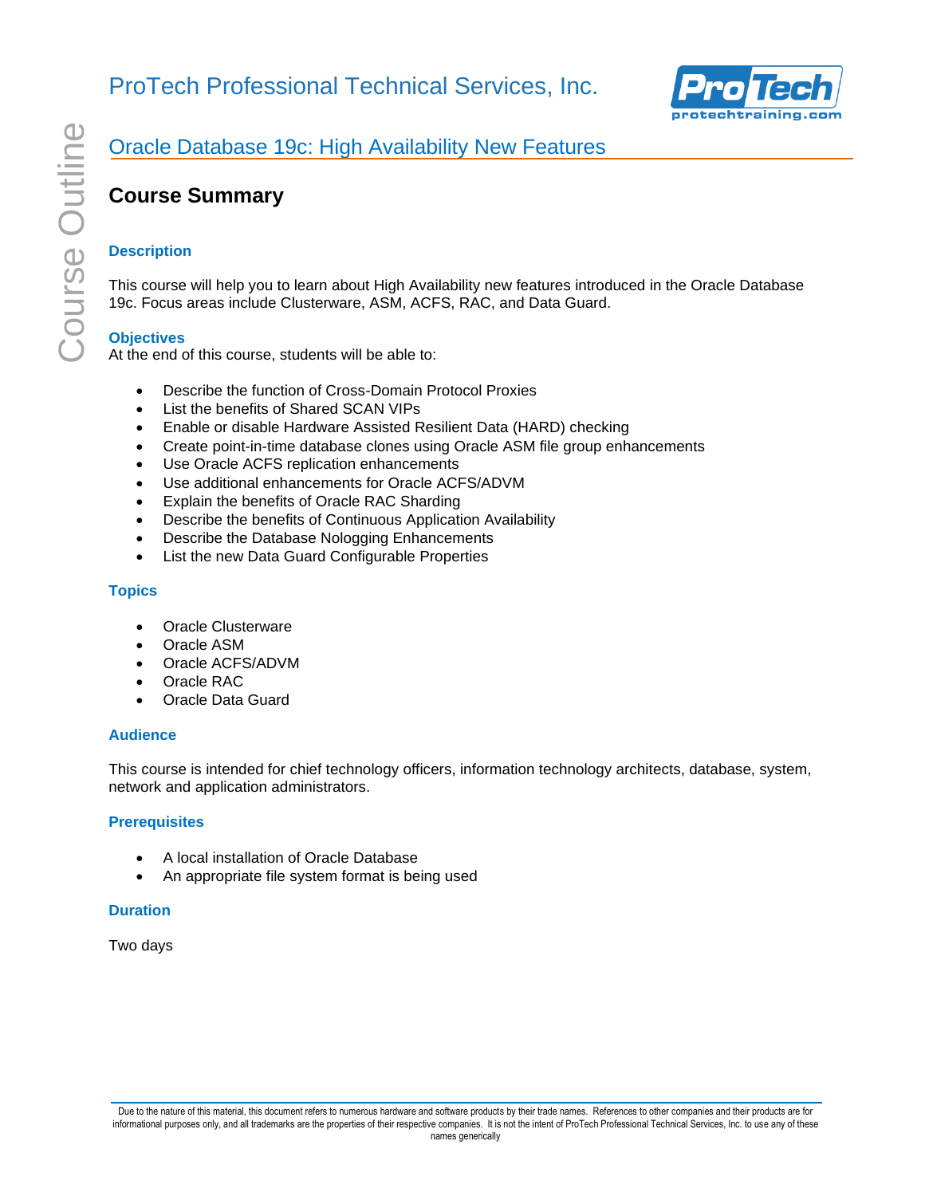# ProTech Professional Technical Services, Inc.

## Oracle Database 19c: High Availability New Features

## Course Summary

### Description

This course will help you to learn about High Availability new features introduced in the Oracle Database 19c. Focus areas include Clusterware, ASM, ACFS, RAC, and Data Guard.

### Objectives

At the end of this course, students will be able to:

- Describe the function of Cross-Domain Protocol Proxies
- List the benefits of Shared SCAN VIPs
- Enable or disable Hardware Assisted Resilient Data (HARD) checking
- Create point-in-time database clones using Oracle ASM file group enhancements
- Use Oracle ACFS replication enhancements
- Use additional enhancements for Oracle ACFS/ADVM
- Explain the benefits of Oracle RAC Sharding
- Describe the benefits of Continuous Application Availability
- Describe the Database Nologging Enhancements
- List the new Data Guard Configurable Properties

### Topics

- Oracle Clusterware
- Oracle ASM
- Oracle ACFS/ADVM
- Oracle RAC
- Oracle Data Guard

### Audience

This course is intended for chief technology officers, information technology architects, database, system, network and application administrators.

### Prerequisites

- A local installation of Oracle Database
- An appropriate file system format is being used

### Duration

Two days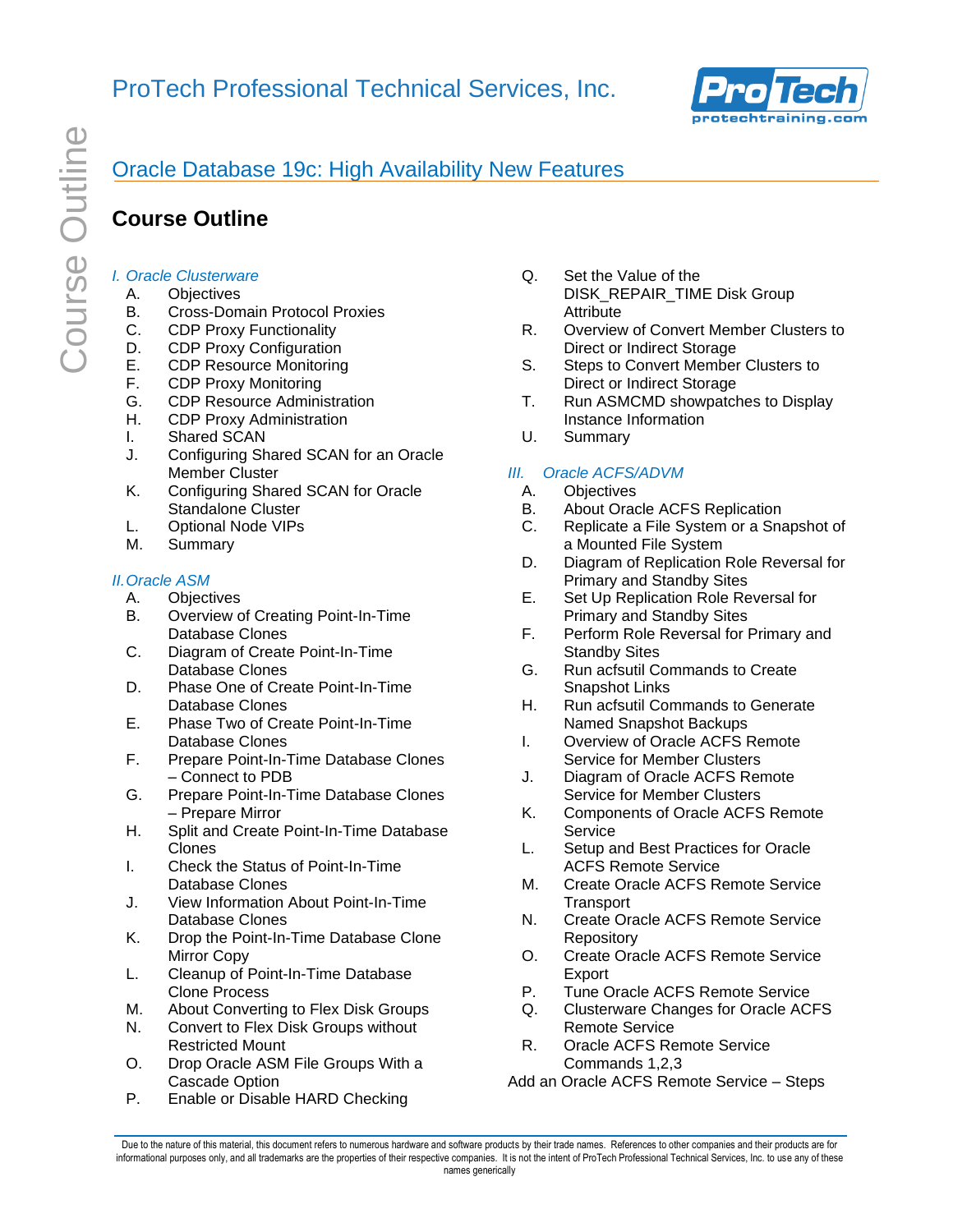## Oracle Database 19c: High Availability New Features

# Course Outline

*I. Oracle Clusterware*

A. Objectives
B. Cross-Domain Protocol Proxies
C. CDP Proxy Functionality
D. CDP Proxy Configuration
E. CDP Resource Monitoring
F. CDP Proxy Monitoring
G. CDP Resource Administration
H. CDP Proxy Administration
I. Shared SCAN
J. Configuring Shared SCAN for an Oracle Member Cluster
K. Configuring Shared SCAN for Oracle Standalone Cluster
L. Optional Node VIPs
M. Summary

*II. Oracle ASM*

A. Objectives
B. Overview of Creating Point-In-Time Database Clones
C. Diagram of Create Point-In-Time Database Clones
D. Phase One of Create Point-In-Time Database Clones
E. Phase Two of Create Point-In-Time Database Clones
F. Prepare Point-In-Time Database Clones – Connect to PDB
G. Prepare Point-In-Time Database Clones – Prepare Mirror
H. Split and Create Point-In-Time Database Clones
I. Check the Status of Point-In-Time Database Clones
J. View Information About Point-In-Time Database Clones
K. Drop the Point-In-Time Database Clone Mirror Copy
L. Cleanup of Point-In-Time Database Clone Process
M. About Converting to Flex Disk Groups
N. Convert to Flex Disk Groups without Restricted Mount
O. Drop Oracle ASM File Groups With a Cascade Option
P. Enable or Disable HARD Checking
Q. Set the Value of the DISK_REPAIR_TIME Disk Group Attribute
R. Overview of Convert Member Clusters to Direct or Indirect Storage
S. Steps to Convert Member Clusters to Direct or Indirect Storage
T. Run ASMCMD showpatches to Display Instance Information
U. Summary

*III. Oracle ACFS/ADVM*

A. Objectives
B. About Oracle ACFS Replication
C. Replicate a File System or a Snapshot of a Mounted File System
D. Diagram of Replication Role Reversal for Primary and Standby Sites
E. Set Up Replication Role Reversal for Primary and Standby Sites
F. Perform Role Reversal for Primary and Standby Sites
G. Run acfsutil Commands to Create Snapshot Links
H. Run acfsutil Commands to Generate Named Snapshot Backups
I. Overview of Oracle ACFS Remote Service for Member Clusters
J. Diagram of Oracle ACFS Remote Service for Member Clusters
K. Components of Oracle ACFS Remote Service
L. Setup and Best Practices for Oracle ACFS Remote Service
M. Create Oracle ACFS Remote Service Transport
N. Create Oracle ACFS Remote Service Repository
O. Create Oracle ACFS Remote Service Export
P. Tune Oracle ACFS Remote Service
Q. Clusterware Changes for Oracle ACFS Remote Service
R. Oracle ACFS Remote Service Commands 1,2,3

Add an Oracle ACFS Remote Service – Steps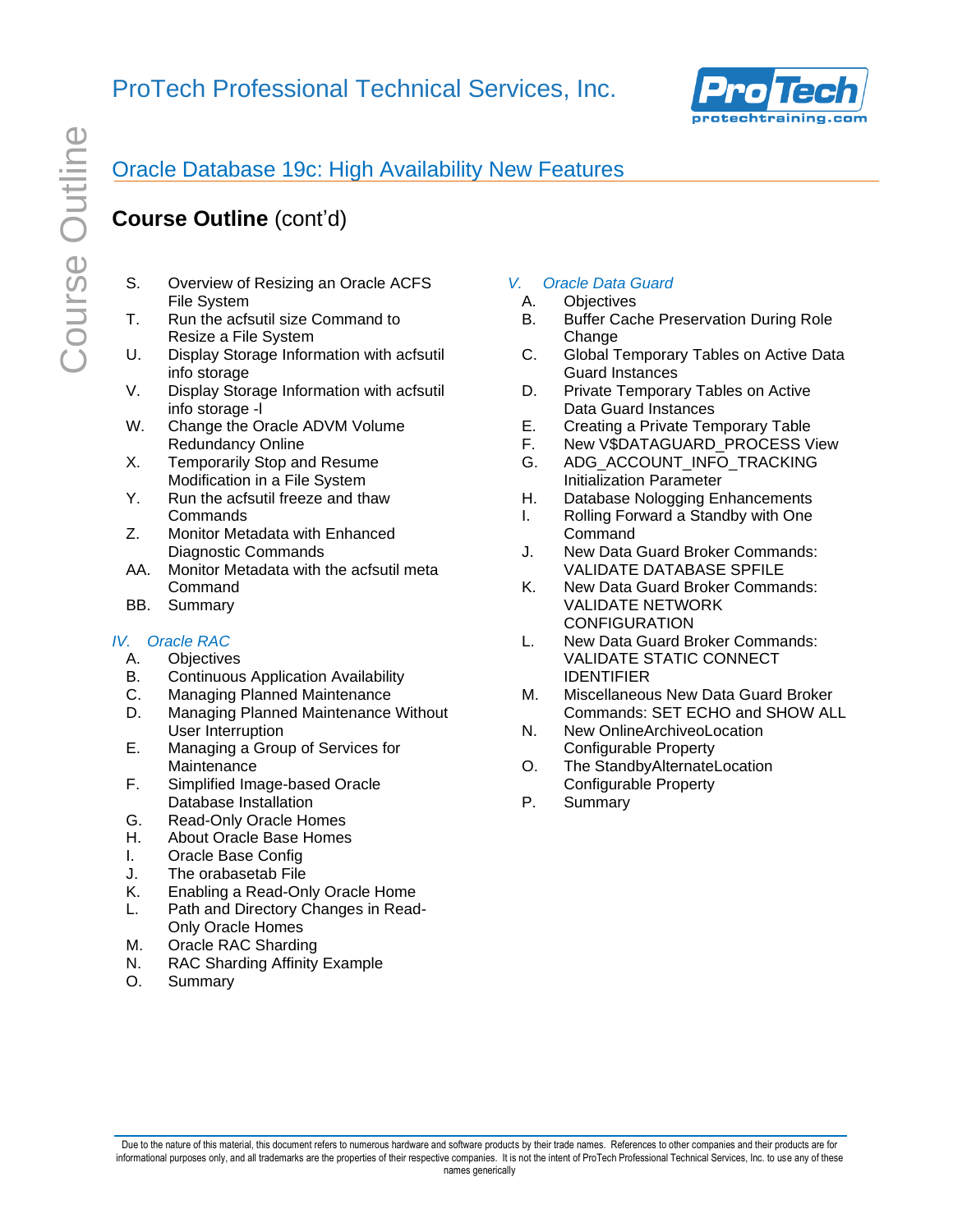## Oracle Database 19c: High Availability New Features

### **Course Outline** (cont'd)

S. Overview of Resizing an Oracle ACFS File System
T. Run the acfsutil size Command to Resize a File System
U. Display Storage Information with acfsutil info storage
V. Display Storage Information with acfsutil info storage -l
W. Change the Oracle ADVM Volume Redundancy Online
X. Temporarily Stop and Resume Modification in a File System
Y. Run the acfsutil freeze and thaw Commands
Z. Monitor Metadata with Enhanced Diagnostic Commands
AA. Monitor Metadata with the acfsutil meta Command
BB. Summary

*IV. Oracle RAC*

A. Objectives
B. Continuous Application Availability
C. Managing Planned Maintenance
D. Managing Planned Maintenance Without User Interruption
E. Managing a Group of Services for Maintenance
F. Simplified Image-based Oracle Database Installation
G. Read-Only Oracle Homes
H. About Oracle Base Homes
I. Oracle Base Config
J. The orabasetab File
K. Enabling a Read-Only Oracle Home
L. Path and Directory Changes in Read-Only Oracle Homes
M. Oracle RAC Sharding
N. RAC Sharding Affinity Example
O. Summary

*V. Oracle Data Guard*

A. Objectives
B. Buffer Cache Preservation During Role Change
C. Global Temporary Tables on Active Data Guard Instances
D. Private Temporary Tables on Active Data Guard Instances
E. Creating a Private Temporary Table
F. New V$DATAGUARD_PROCESS View
G. ADG_ACCOUNT_INFO_TRACKING Initialization Parameter
H. Database Nologging Enhancements
I. Rolling Forward a Standby with One Command
J. New Data Guard Broker Commands: VALIDATE DATABASE SPFILE
K. New Data Guard Broker Commands: VALIDATE NETWORK CONFIGURATION
L. New Data Guard Broker Commands: VALIDATE STATIC CONNECT IDENTIFIER
M. Miscellaneous New Data Guard Broker Commands: SET ECHO and SHOW ALL
N. New OnlineArchiveoLocation Configurable Property
O. The StandbyAlternateLocation Configurable Property
P. Summary

Due to the nature of this material, this document refers to numerous hardware and software products by their trade names. References to other companies and their products are for informational purposes only, and all trademarks are the properties of their respective companies. It is not the intent of ProTech Professional Technical Services, Inc. to use any of these names generically